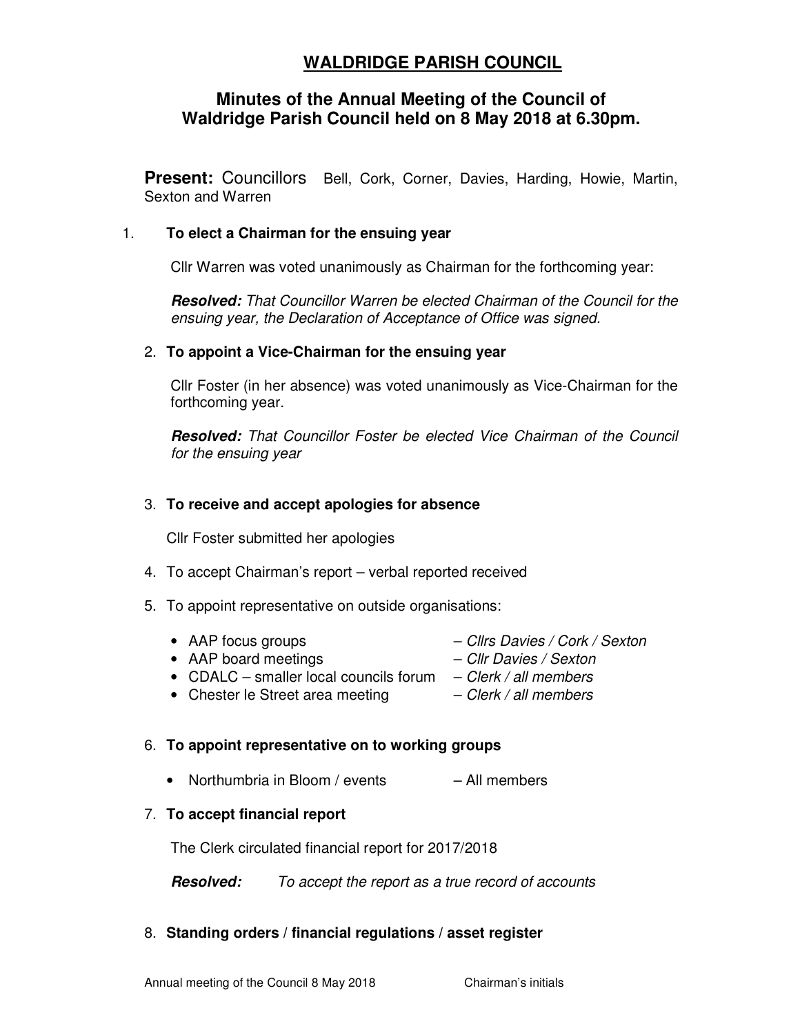# WALDRIDGE PARISH COUNCIL

## Minutes of the Annual Meeting of the Council of Waldridge Parish Council held on 8 May 2018 at 6.30pm.

**Present:** Councillors Bell, Cork, Corner, Davies, Harding, Howie, Martin, Sexton and Warren

1. **To elect a Chairman for the ensuing year**

   Cllr Warren was voted unanimously as Chairman for the forthcoming year:

   ***Resolved:*** *That Councillor Warren be elected Chairman of the Council for the ensuing year, the Declaration of Acceptance of Office was signed.*

2. **To appoint a Vice-Chairman for the ensuing year**

   Cllr Foster (in her absence) was voted unanimously as Vice-Chairman for the forthcoming year.

   ***Resolved:*** *That Councillor Foster be elected Vice Chairman of the Council for the ensuing year*

3. **To receive and accept apologies for absence**

   Cllr Foster submitted her apologies

4. To accept Chairman's report – verbal reported received

5. To appoint representative on outside organisations:

   - AAP focus groups – *Cllrs Davies / Cork / Sexton*
   - AAP board meetings – *Cllr Davies / Sexton*
   - CDALC – smaller local councils forum – *Clerk / all members*
   - Chester le Street area meeting – *Clerk / all members*

6. **To appoint representative on to working groups**

   - Northumbria in Bloom / events – All members

7. **To accept financial report**

   The Clerk circulated financial report for 2017/2018

   ***Resolved:*** *To accept the report as a true record of accounts*

8. **Standing orders / financial regulations / asset register**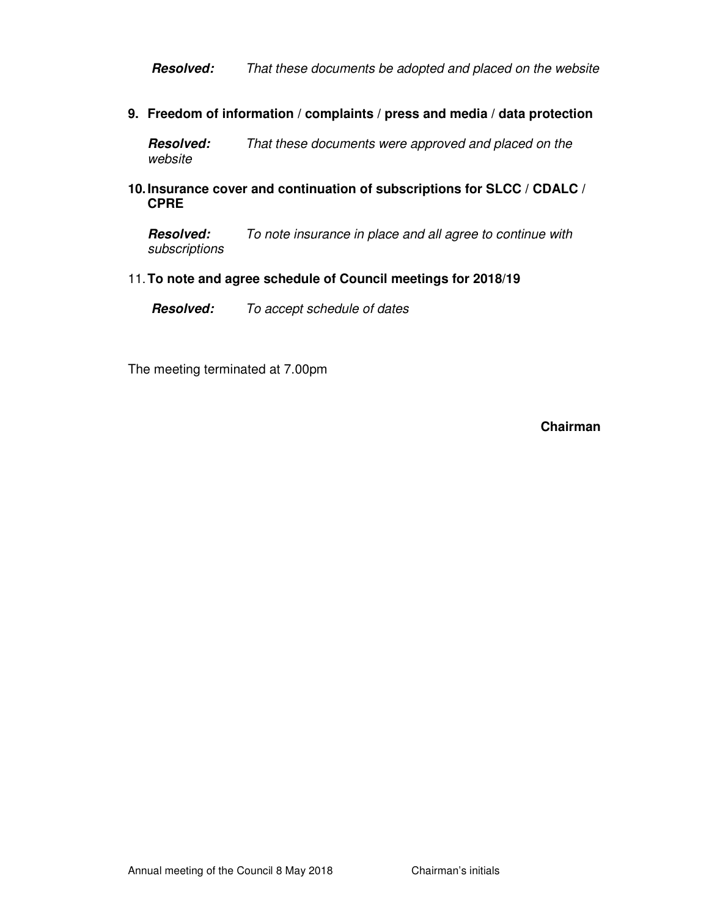***Resolved:*** *That these documents be adopted and placed on the website*

**9. Freedom of information / complaints / press and media / data protection**

***Resolved:*** *That these documents were approved and placed on the website*

**10. Insurance cover and continuation of subscriptions for SLCC / CDALC / CPRE**

***Resolved:*** *To note insurance in place and all agree to continue with subscriptions*

11. **To note and agree schedule of Council meetings for 2018/19**

***Resolved:*** *To accept schedule of dates*

The meeting terminated at 7.00pm

**Chairman**

Annual meeting of the Council 8 May 2018 Chairman's initials